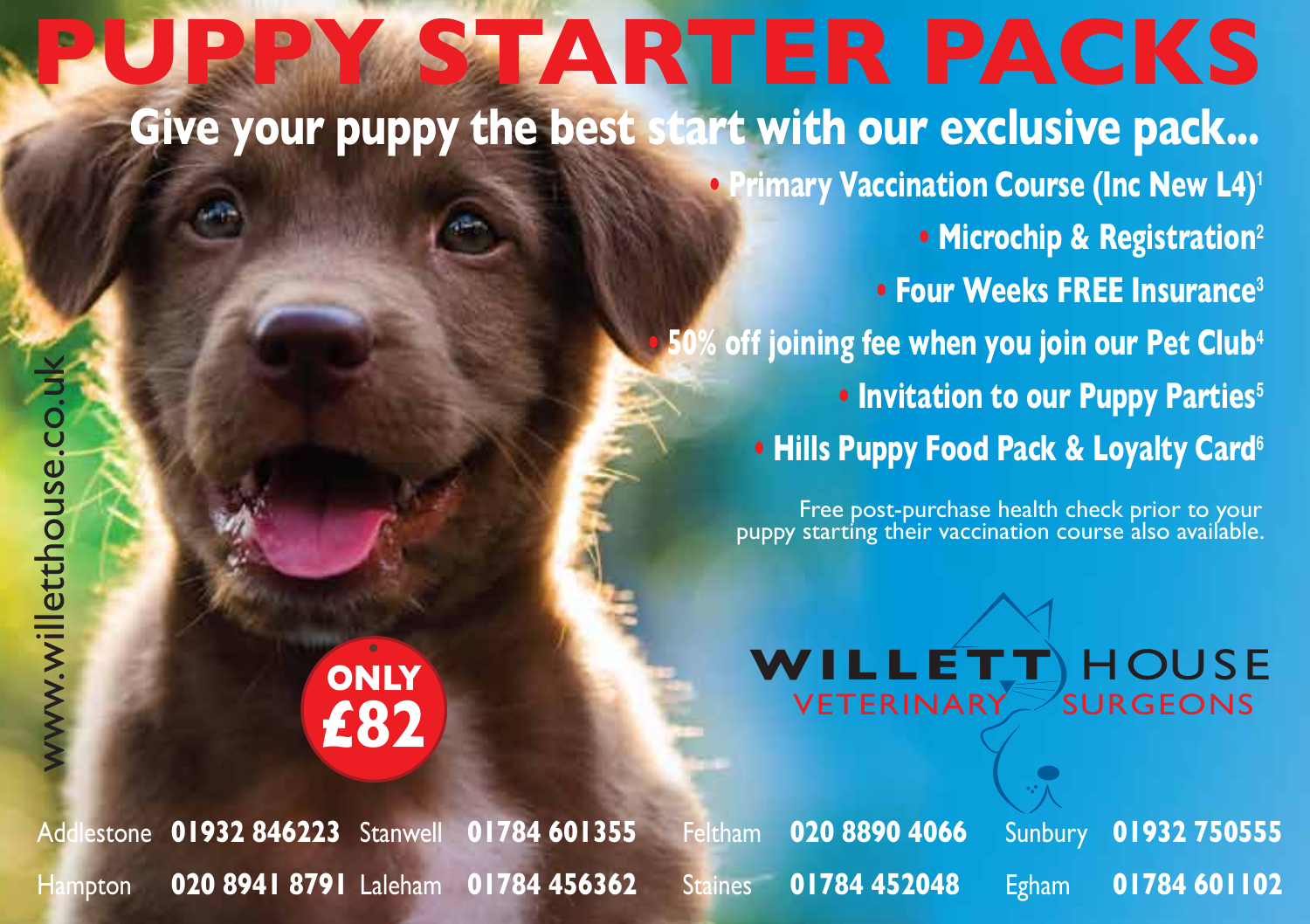# PUPPY STARTER PACKS

## Give your puppy the best start with our exclusive pack...

- Primary Vaccination Course (Inc New L4)[1]
- Microchip & Registration[2]
- Four Weeks FREE Insurance[3]
- 50% off joining fee when you join our Pet Club[4]
- Invitation to our Puppy Parties[5]
- Hills Puppy Food Pack & Loyalty Card[6]

Free post-purchase health check prior to your puppy starting their vaccination course also available.

**ONLY £82**

WILLETT HOUSE VETERINARY SURGEONS

www.willetthouse.co.uk

| | | | | | | | |
|---|---|---|---|---|---|---|---|
| Addlestone | **01932 846223** | Stanwell | **01784 601355** | Feltham | **020 8890 4066** | Sunbury | **01932 750555** |
| Hampton | **020 8941 8791** | Laleham | **01784 456362** | Staines | **01784 452048** | Egham | **01784 601102** |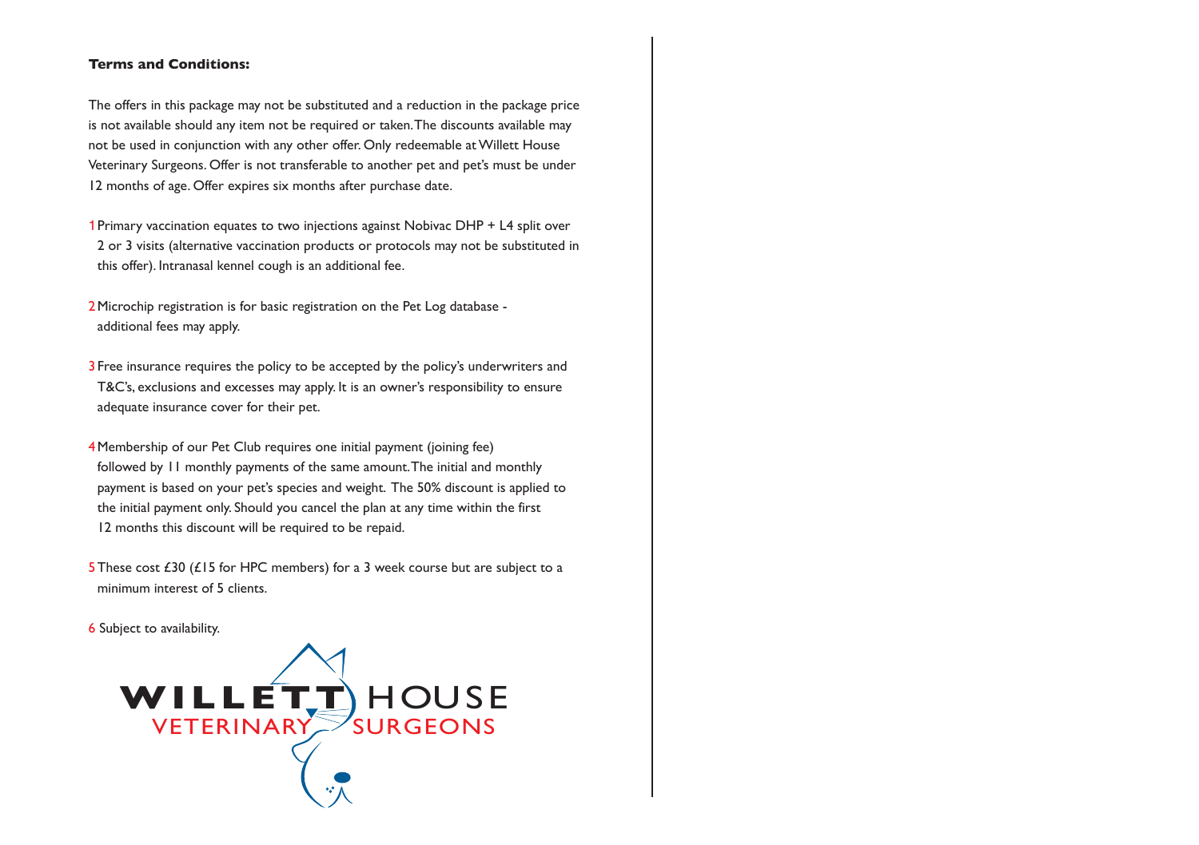**Terms and Conditions:**

The offers in this package may not be substituted and a reduction in the package price is not available should any item not be required or taken. The discounts available may not be used in conjunction with any other offer. Only redeemable at Willett House Veterinary Surgeons. Offer is not transferable to another pet and pet's must be under 12 months of age. Offer expires six months after purchase date.

1 Primary vaccination equates to two injections against Nobivac DHP + L4 split over 2 or 3 visits (alternative vaccination products or protocols may not be substituted in this offer). Intranasal kennel cough is an additional fee.

2 Microchip registration is for basic registration on the Pet Log database - additional fees may apply.

3 Free insurance requires the policy to be accepted by the policy's underwriters and T&C's, exclusions and excesses may apply. It is an owner's responsibility to ensure adequate insurance cover for their pet.

4 Membership of our Pet Club requires one initial payment (joining fee) followed by 11 monthly payments of the same amount. The initial and monthly payment is based on your pet's species and weight. The 50% discount is applied to the initial payment only. Should you cancel the plan at any time within the first 12 months this discount will be required to be repaid.

5 These cost £30 (£15 for HPC members) for a 3 week course but are subject to a minimum interest of 5 clients.

6 Subject to availability.

WILLETT HOUSE
VETERINARY SURGEONS